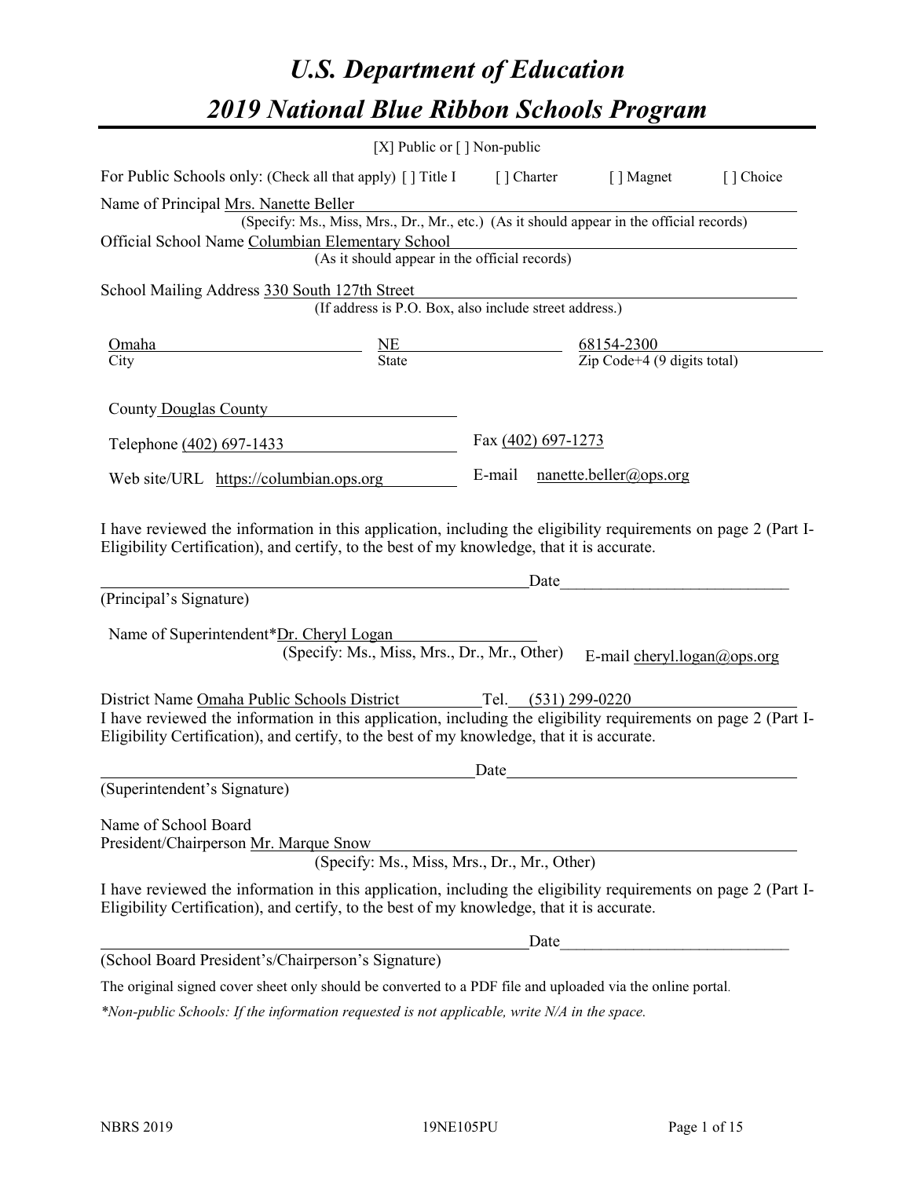# U.S. Department of Education
# 2019 National Blue Ribbon Schools Program

[X] Public or [ ] Non-public

For Public Schools only: (Check all that apply) [ ] Title I [ ] Charter [ ] Magnet [ ] Choice

Name of Principal Mrs. Nanette Beller
(Specify: Ms., Miss, Mrs., Dr., Mr., etc.) (As it should appear in the official records)

Official School Name Columbian Elementary School
(As it should appear in the official records)

School Mailing Address 330 South 127th Street
(If address is P.O. Box, also include street address.)

| Omaha | NE | 68154-2300 |
|---|---|---|
| City | State | Zip Code+4 (9 digits total) |

County Douglas County

Telephone (402) 697-1433 Fax (402) 697-1273

Web site/URL https://columbian.ops.org E-mail nanette.beller@ops.org

I have reviewed the information in this application, including the eligibility requirements on page 2 (Part I-Eligibility Certification), and certify, to the best of my knowledge, that it is accurate.

_______________________________________ Date_______________________

(Principal's Signature)

Name of Superintendent*Dr. Cheryl Logan
(Specify: Ms., Miss, Mrs., Dr., Mr., Other) E-mail cheryl.logan@ops.org

District Name Omaha Public Schools District Tel. (531) 299-0220

I have reviewed the information in this application, including the eligibility requirements on page 2 (Part I-Eligibility Certification), and certify, to the best of my knowledge, that it is accurate.

_______________________________________ Date_______________________

(Superintendent's Signature)

Name of School Board
President/Chairperson Mr. Marque Snow
(Specify: Ms., Miss, Mrs., Dr., Mr., Other)

I have reviewed the information in this application, including the eligibility requirements on page 2 (Part I-Eligibility Certification), and certify, to the best of my knowledge, that it is accurate.

_______________________________________ Date_______________________

(School Board President's/Chairperson's Signature)

The original signed cover sheet only should be converted to a PDF file and uploaded via the online portal.

*\*Non-public Schools: If the information requested is not applicable, write N/A in the space.*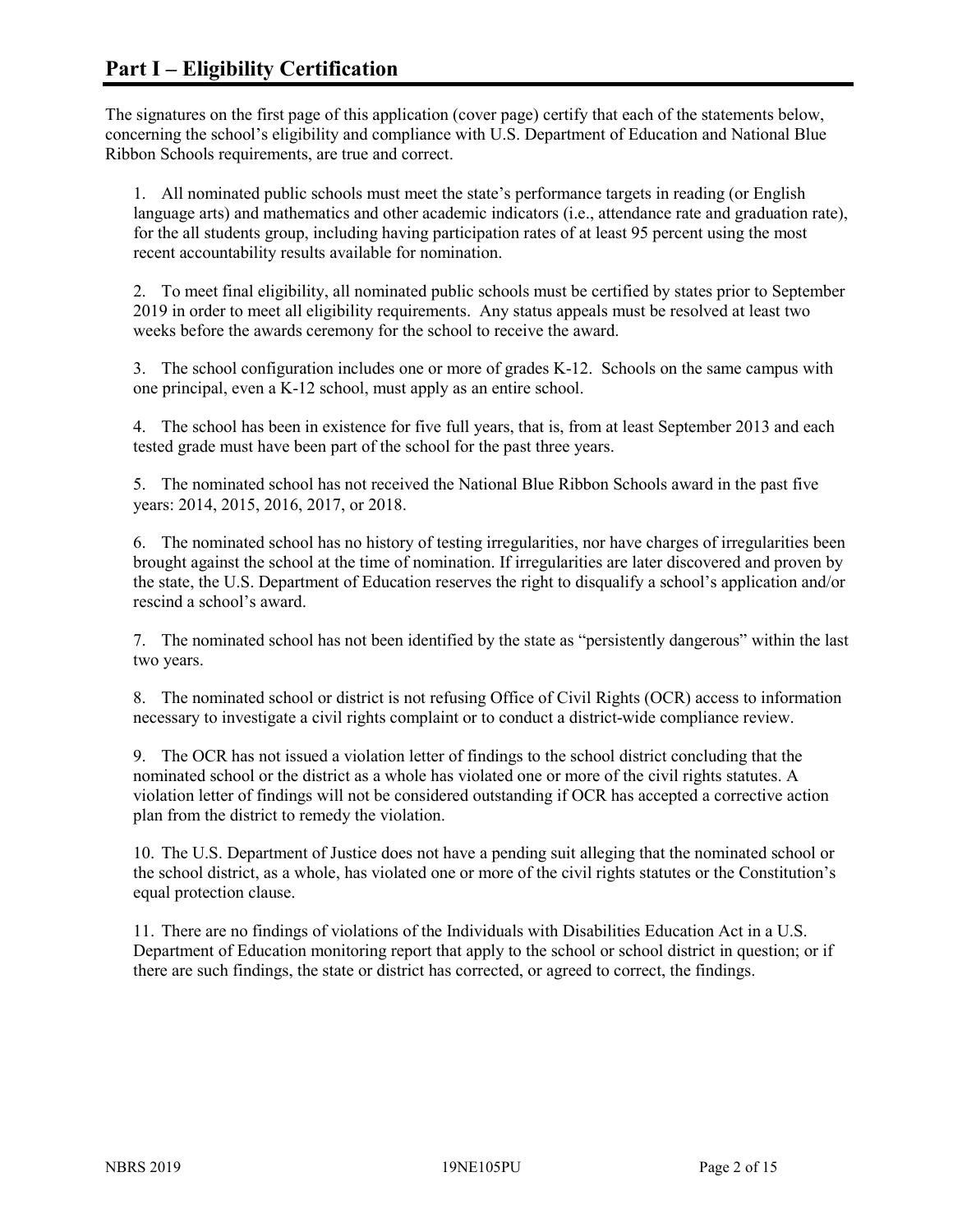# Part I – Eligibility Certification

The signatures on the first page of this application (cover page) certify that each of the statements below, concerning the school's eligibility and compliance with U.S. Department of Education and National Blue Ribbon Schools requirements, are true and correct.

1. All nominated public schools must meet the state's performance targets in reading (or English language arts) and mathematics and other academic indicators (i.e., attendance rate and graduation rate), for the all students group, including having participation rates of at least 95 percent using the most recent accountability results available for nomination.

2. To meet final eligibility, all nominated public schools must be certified by states prior to September 2019 in order to meet all eligibility requirements. Any status appeals must be resolved at least two weeks before the awards ceremony for the school to receive the award.

3. The school configuration includes one or more of grades K-12. Schools on the same campus with one principal, even a K-12 school, must apply as an entire school.

4. The school has been in existence for five full years, that is, from at least September 2013 and each tested grade must have been part of the school for the past three years.

5. The nominated school has not received the National Blue Ribbon Schools award in the past five years: 2014, 2015, 2016, 2017, or 2018.

6. The nominated school has no history of testing irregularities, nor have charges of irregularities been brought against the school at the time of nomination. If irregularities are later discovered and proven by the state, the U.S. Department of Education reserves the right to disqualify a school's application and/or rescind a school's award.

7. The nominated school has not been identified by the state as "persistently dangerous" within the last two years.

8. The nominated school or district is not refusing Office of Civil Rights (OCR) access to information necessary to investigate a civil rights complaint or to conduct a district-wide compliance review.

9. The OCR has not issued a violation letter of findings to the school district concluding that the nominated school or the district as a whole has violated one or more of the civil rights statutes. A violation letter of findings will not be considered outstanding if OCR has accepted a corrective action plan from the district to remedy the violation.

10. The U.S. Department of Justice does not have a pending suit alleging that the nominated school or the school district, as a whole, has violated one or more of the civil rights statutes or the Constitution's equal protection clause.

11. There are no findings of violations of the Individuals with Disabilities Education Act in a U.S. Department of Education monitoring report that apply to the school or school district in question; or if there are such findings, the state or district has corrected, or agreed to correct, the findings.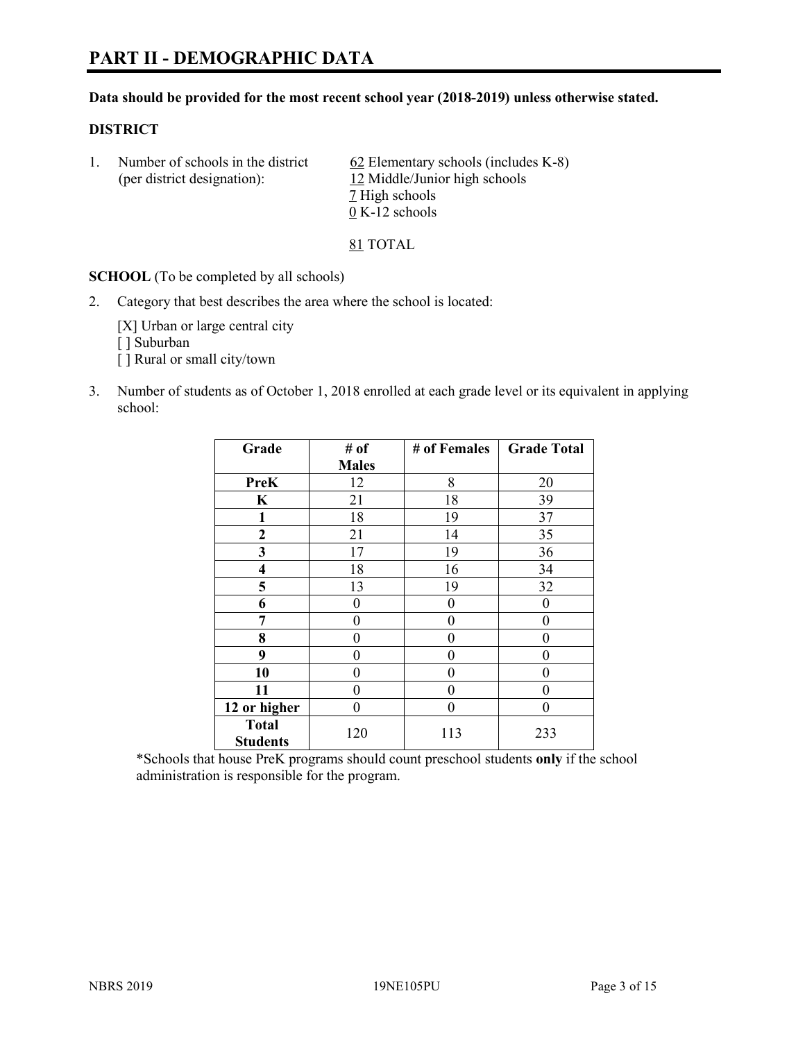# PART II - DEMOGRAPHIC DATA

**Data should be provided for the most recent school year (2018-2019) unless otherwise stated.**

**DISTRICT**

1. Number of schools in the district (per district designation):
   - 62 Elementary schools (includes K-8)
   - 12 Middle/Junior high schools
   - 7 High schools
   - 0 K-12 schools

   81 TOTAL

**SCHOOL** (To be completed by all schools)

2. Category that best describes the area where the school is located:

   [X] Urban or large central city
   [ ] Suburban
   [ ] Rural or small city/town

3. Number of students as of October 1, 2018 enrolled at each grade level or its equivalent in applying school:

| Grade | # of Males | # of Females | Grade Total |
|---|---|---|---|
| **PreK** | 12 | 8 | 20 |
| **K** | 21 | 18 | 39 |
| **1** | 18 | 19 | 37 |
| **2** | 21 | 14 | 35 |
| **3** | 17 | 19 | 36 |
| **4** | 18 | 16 | 34 |
| **5** | 13 | 19 | 32 |
| **6** | 0 | 0 | 0 |
| **7** | 0 | 0 | 0 |
| **8** | 0 | 0 | 0 |
| **9** | 0 | 0 | 0 |
| **10** | 0 | 0 | 0 |
| **11** | 0 | 0 | 0 |
| **12 or higher** | 0 | 0 | 0 |
| **Total Students** | 120 | 113 | 233 |

*Schools that house PreK programs should count preschool students **only** if the school administration is responsible for the program.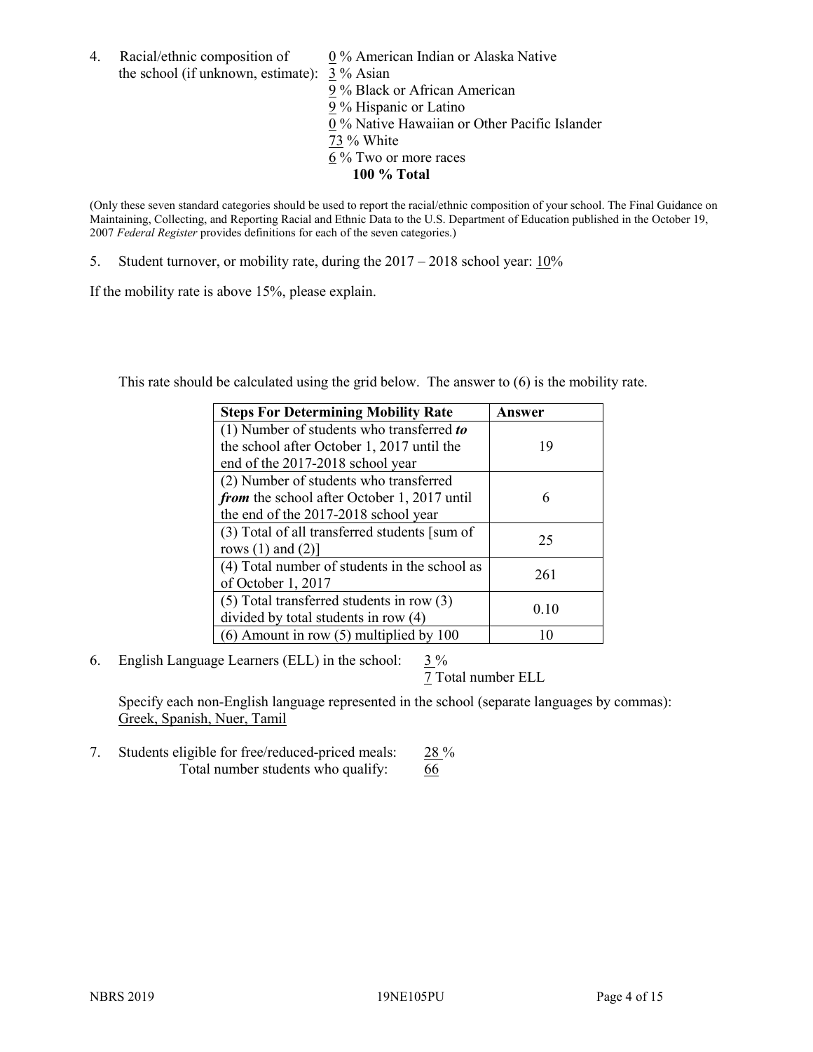4. Racial/ethnic composition of the school (if unknown, estimate):
   0 % American Indian or Alaska Native
   3 % Asian
   9 % Black or African American
   9 % Hispanic or Latino
   0 % Native Hawaiian or Other Pacific Islander
   73 % White
   6 % Two or more races
   **100 % Total**

(Only these seven standard categories should be used to report the racial/ethnic composition of your school. The Final Guidance on Maintaining, Collecting, and Reporting Racial and Ethnic Data to the U.S. Department of Education published in the October 19, 2007 *Federal Register* provides definitions for each of the seven categories.)

5. Student turnover, or mobility rate, during the 2017 – 2018 school year: 10%

If the mobility rate is above 15%, please explain.

This rate should be calculated using the grid below. The answer to (6) is the mobility rate.

| **Steps For Determining Mobility Rate** | **Answer** |
|---|---|
| (1) Number of students who transferred ***to*** the school after October 1, 2017 until the end of the 2017-2018 school year | 19 |
| (2) Number of students who transferred ***from*** the school after October 1, 2017 until the end of the 2017-2018 school year | 6 |
| (3) Total of all transferred students [sum of rows (1) and (2)] | 25 |
| (4) Total number of students in the school as of October 1, 2017 | 261 |
| (5) Total transferred students in row (3) divided by total students in row (4) | 0.10 |
| (6) Amount in row (5) multiplied by 100 | 10 |

6. English Language Learners (ELL) in the school: 3 %
   7 Total number ELL

   Specify each non-English language represented in the school (separate languages by commas):
   Greek, Spanish, Nuer, Tamil

7. Students eligible for free/reduced-priced meals: 28 %
   Total number students who qualify: 66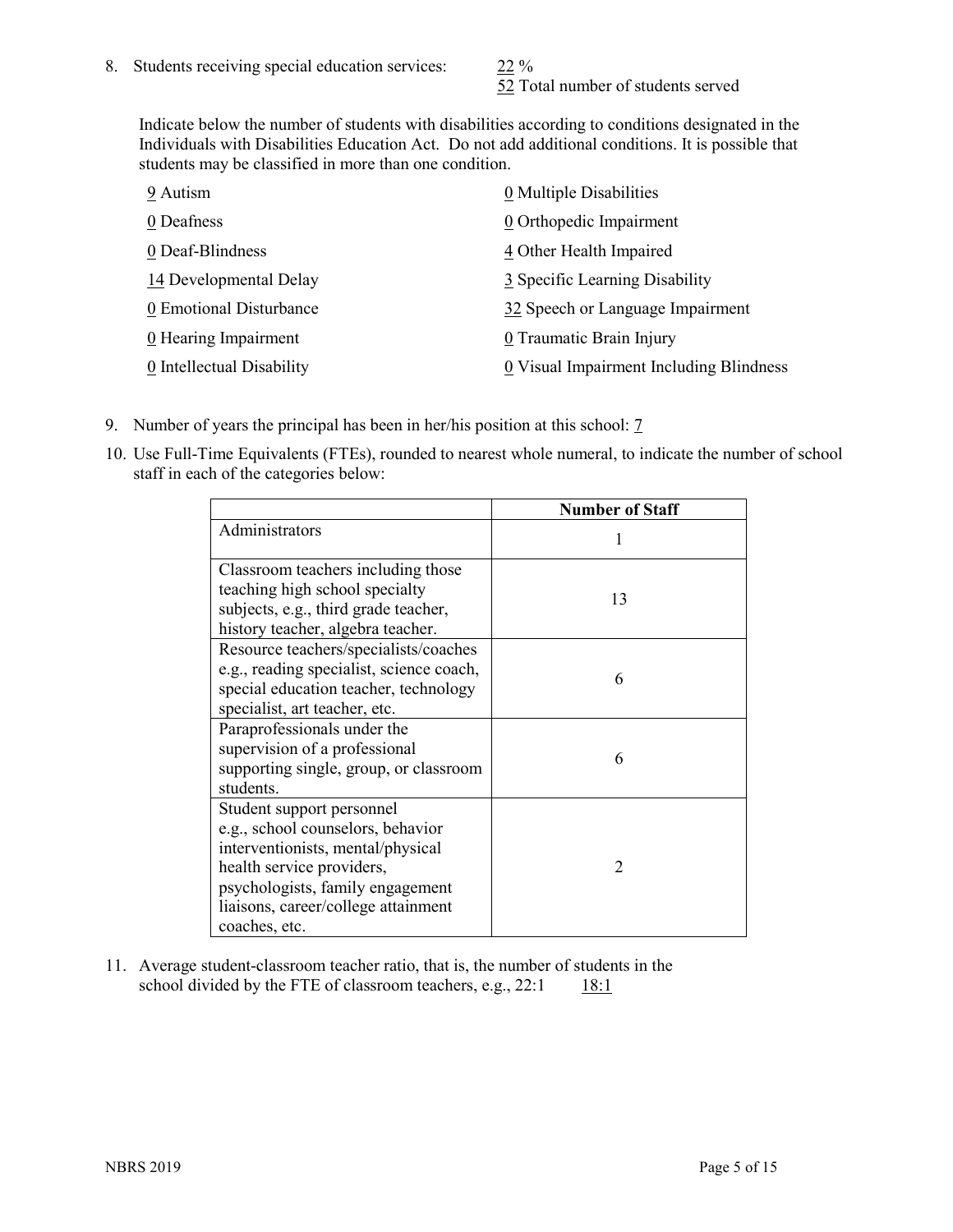8. Students receiving special education services: 22 %
52 Total number of students served

Indicate below the number of students with disabilities according to conditions designated in the Individuals with Disabilities Education Act. Do not add additional conditions. It is possible that students may be classified in more than one condition.

| | |
|---|---|
| 9 Autism | 0 Multiple Disabilities |
| 0 Deafness | 0 Orthopedic Impairment |
| 0 Deaf-Blindness | 4 Other Health Impaired |
| 14 Developmental Delay | 3 Specific Learning Disability |
| 0 Emotional Disturbance | 32 Speech or Language Impairment |
| 0 Hearing Impairment | 0 Traumatic Brain Injury |
| 0 Intellectual Disability | 0 Visual Impairment Including Blindness |

9. Number of years the principal has been in her/his position at this school: 7

10. Use Full-Time Equivalents (FTEs), rounded to nearest whole numeral, to indicate the number of school staff in each of the categories below:

| | Number of Staff |
|---|---|
| Administrators | 1 |
| Classroom teachers including those teaching high school specialty subjects, e.g., third grade teacher, history teacher, algebra teacher. | 13 |
| Resource teachers/specialists/coaches e.g., reading specialist, science coach, special education teacher, technology specialist, art teacher, etc. | 6 |
| Paraprofessionals under the supervision of a professional supporting single, group, or classroom students. | 6 |
| Student support personnel e.g., school counselors, behavior interventionists, mental/physical health service providers, psychologists, family engagement liaisons, career/college attainment coaches, etc. | 2 |

11. Average student-classroom teacher ratio, that is, the number of students in the school divided by the FTE of classroom teachers, e.g., 22:1 18:1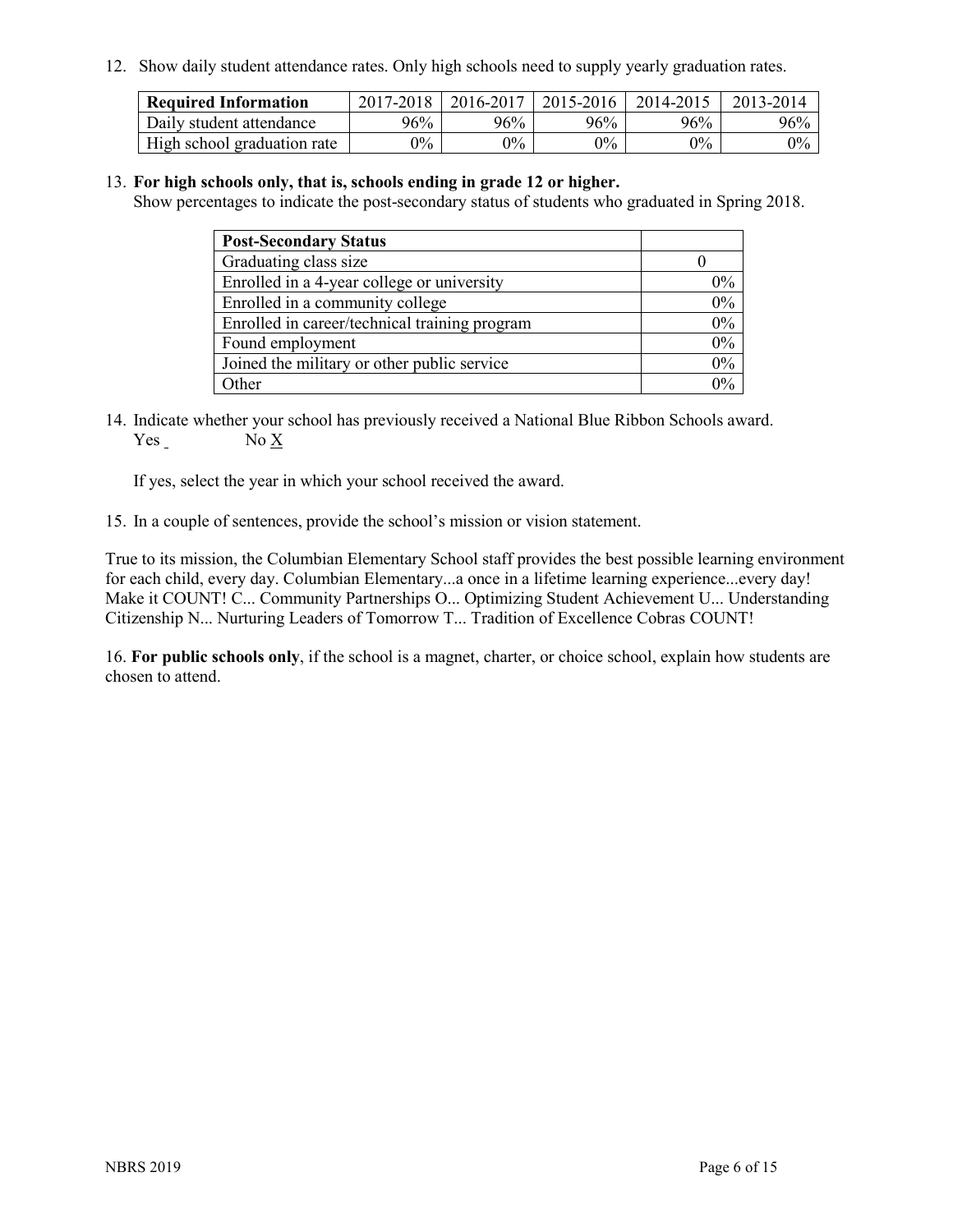12. Show daily student attendance rates. Only high schools need to supply yearly graduation rates.

| Required Information | 2017-2018 | 2016-2017 | 2015-2016 | 2014-2015 | 2013-2014 |
|---|---|---|---|---|---|
| Daily student attendance | 96% | 96% | 96% | 96% | 96% |
| High school graduation rate | 0% | 0% | 0% | 0% | 0% |

13. **For high schools only, that is, schools ending in grade 12 or higher.**
Show percentages to indicate the post-secondary status of students who graduated in Spring 2018.

| Post-Secondary Status | |
|---|---|
| Graduating class size | 0 |
| Enrolled in a 4-year college or university | 0% |
| Enrolled in a community college | 0% |
| Enrolled in career/technical training program | 0% |
| Found employment | 0% |
| Joined the military or other public service | 0% |
| Other | 0% |

14. Indicate whether your school has previously received a National Blue Ribbon Schools award.
Yes _ No X

If yes, select the year in which your school received the award.

15. In a couple of sentences, provide the school's mission or vision statement.

True to its mission, the Columbian Elementary School staff provides the best possible learning environment for each child, every day. Columbian Elementary...a once in a lifetime learning experience...every day! Make it COUNT! C... Community Partnerships O... Optimizing Student Achievement U... Understanding Citizenship N... Nurturing Leaders of Tomorrow T... Tradition of Excellence Cobras COUNT!

16. **For public schools only**, if the school is a magnet, charter, or choice school, explain how students are chosen to attend.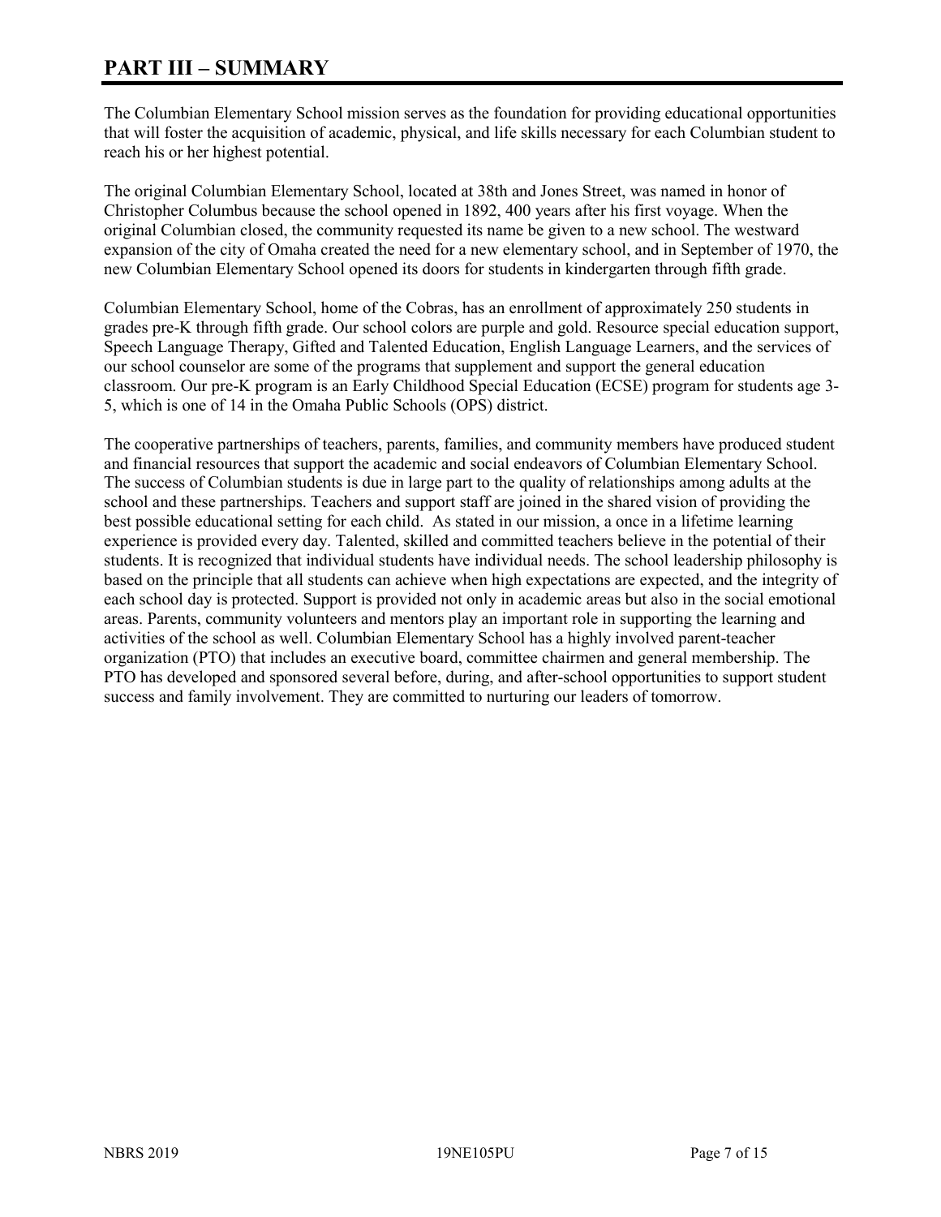# PART III – SUMMARY

The Columbian Elementary School mission serves as the foundation for providing educational opportunities that will foster the acquisition of academic, physical, and life skills necessary for each Columbian student to reach his or her highest potential.

The original Columbian Elementary School, located at 38th and Jones Street, was named in honor of Christopher Columbus because the school opened in 1892, 400 years after his first voyage. When the original Columbian closed, the community requested its name be given to a new school. The westward expansion of the city of Omaha created the need for a new elementary school, and in September of 1970, the new Columbian Elementary School opened its doors for students in kindergarten through fifth grade.

Columbian Elementary School, home of the Cobras, has an enrollment of approximately 250 students in grades pre-K through fifth grade. Our school colors are purple and gold. Resource special education support, Speech Language Therapy, Gifted and Talented Education, English Language Learners, and the services of our school counselor are some of the programs that supplement and support the general education classroom. Our pre-K program is an Early Childhood Special Education (ECSE) program for students age 3-5, which is one of 14 in the Omaha Public Schools (OPS) district.

The cooperative partnerships of teachers, parents, families, and community members have produced student and financial resources that support the academic and social endeavors of Columbian Elementary School. The success of Columbian students is due in large part to the quality of relationships among adults at the school and these partnerships. Teachers and support staff are joined in the shared vision of providing the best possible educational setting for each child. As stated in our mission, a once in a lifetime learning experience is provided every day. Talented, skilled and committed teachers believe in the potential of their students. It is recognized that individual students have individual needs. The school leadership philosophy is based on the principle that all students can achieve when high expectations are expected, and the integrity of each school day is protected. Support is provided not only in academic areas but also in the social emotional areas. Parents, community volunteers and mentors play an important role in supporting the learning and activities of the school as well. Columbian Elementary School has a highly involved parent-teacher organization (PTO) that includes an executive board, committee chairmen and general membership. The PTO has developed and sponsored several before, during, and after-school opportunities to support student success and family involvement. They are committed to nurturing our leaders of tomorrow.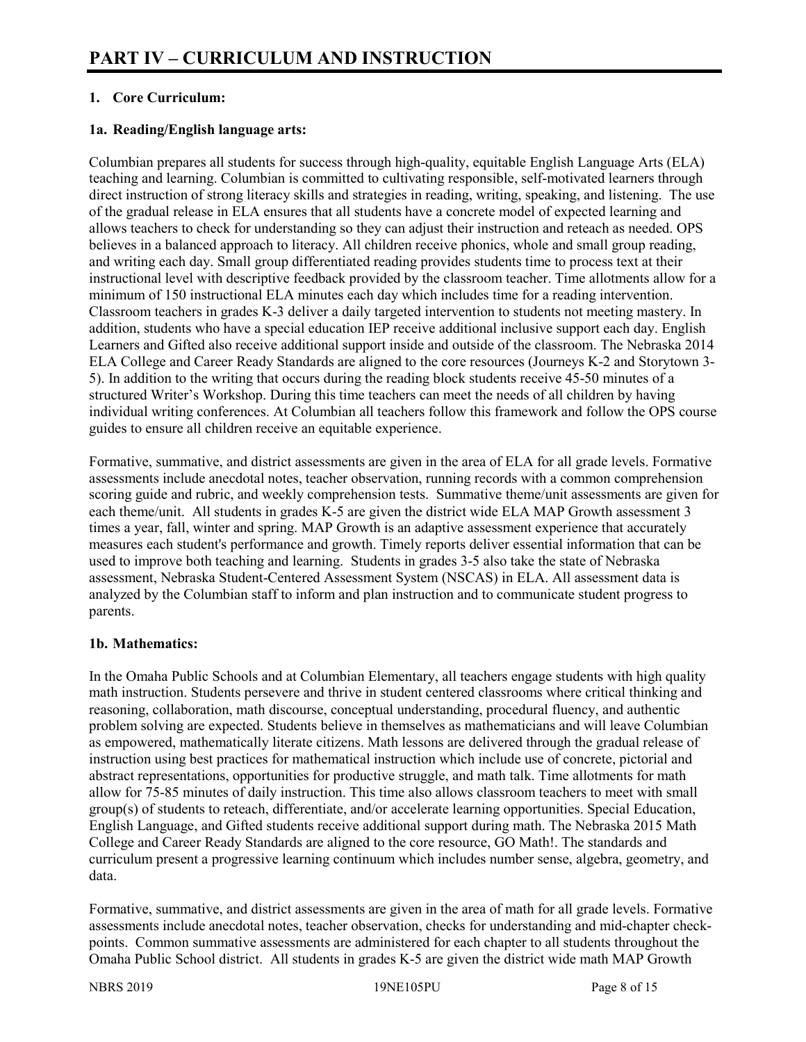# PART IV – CURRICULUM AND INSTRUCTION

**1. Core Curriculum:**

**1a. Reading/English language arts:**

Columbian prepares all students for success through high-quality, equitable English Language Arts (ELA) teaching and learning. Columbian is committed to cultivating responsible, self-motivated learners through direct instruction of strong literacy skills and strategies in reading, writing, speaking, and listening. The use of the gradual release in ELA ensures that all students have a concrete model of expected learning and allows teachers to check for understanding so they can adjust their instruction and reteach as needed. OPS believes in a balanced approach to literacy. All children receive phonics, whole and small group reading, and writing each day. Small group differentiated reading provides students time to process text at their instructional level with descriptive feedback provided by the classroom teacher. Time allotments allow for a minimum of 150 instructional ELA minutes each day which includes time for a reading intervention. Classroom teachers in grades K-3 deliver a daily targeted intervention to students not meeting mastery. In addition, students who have a special education IEP receive additional inclusive support each day. English Learners and Gifted also receive additional support inside and outside of the classroom. The Nebraska 2014 ELA College and Career Ready Standards are aligned to the core resources (Journeys K-2 and Storytown 3-5). In addition to the writing that occurs during the reading block students receive 45-50 minutes of a structured Writer's Workshop. During this time teachers can meet the needs of all children by having individual writing conferences. At Columbian all teachers follow this framework and follow the OPS course guides to ensure all children receive an equitable experience.

Formative, summative, and district assessments are given in the area of ELA for all grade levels. Formative assessments include anecdotal notes, teacher observation, running records with a common comprehension scoring guide and rubric, and weekly comprehension tests. Summative theme/unit assessments are given for each theme/unit. All students in grades K-5 are given the district wide ELA MAP Growth assessment 3 times a year, fall, winter and spring. MAP Growth is an adaptive assessment experience that accurately measures each student's performance and growth. Timely reports deliver essential information that can be used to improve both teaching and learning. Students in grades 3-5 also take the state of Nebraska assessment, Nebraska Student-Centered Assessment System (NSCAS) in ELA. All assessment data is analyzed by the Columbian staff to inform and plan instruction and to communicate student progress to parents.

**1b. Mathematics:**

In the Omaha Public Schools and at Columbian Elementary, all teachers engage students with high quality math instruction. Students persevere and thrive in student centered classrooms where critical thinking and reasoning, collaboration, math discourse, conceptual understanding, procedural fluency, and authentic problem solving are expected. Students believe in themselves as mathematicians and will leave Columbian as empowered, mathematically literate citizens. Math lessons are delivered through the gradual release of instruction using best practices for mathematical instruction which include use of concrete, pictorial and abstract representations, opportunities for productive struggle, and math talk. Time allotments for math allow for 75-85 minutes of daily instruction. This time also allows classroom teachers to meet with small group(s) of students to reteach, differentiate, and/or accelerate learning opportunities. Special Education, English Language, and Gifted students receive additional support during math. The Nebraska 2015 Math College and Career Ready Standards are aligned to the core resource, GO Math!. The standards and curriculum present a progressive learning continuum which includes number sense, algebra, geometry, and data.

Formative, summative, and district assessments are given in the area of math for all grade levels. Formative assessments include anecdotal notes, teacher observation, checks for understanding and mid-chapter check-points. Common summative assessments are administered for each chapter to all students throughout the Omaha Public School district. All students in grades K-5 are given the district wide math MAP Growth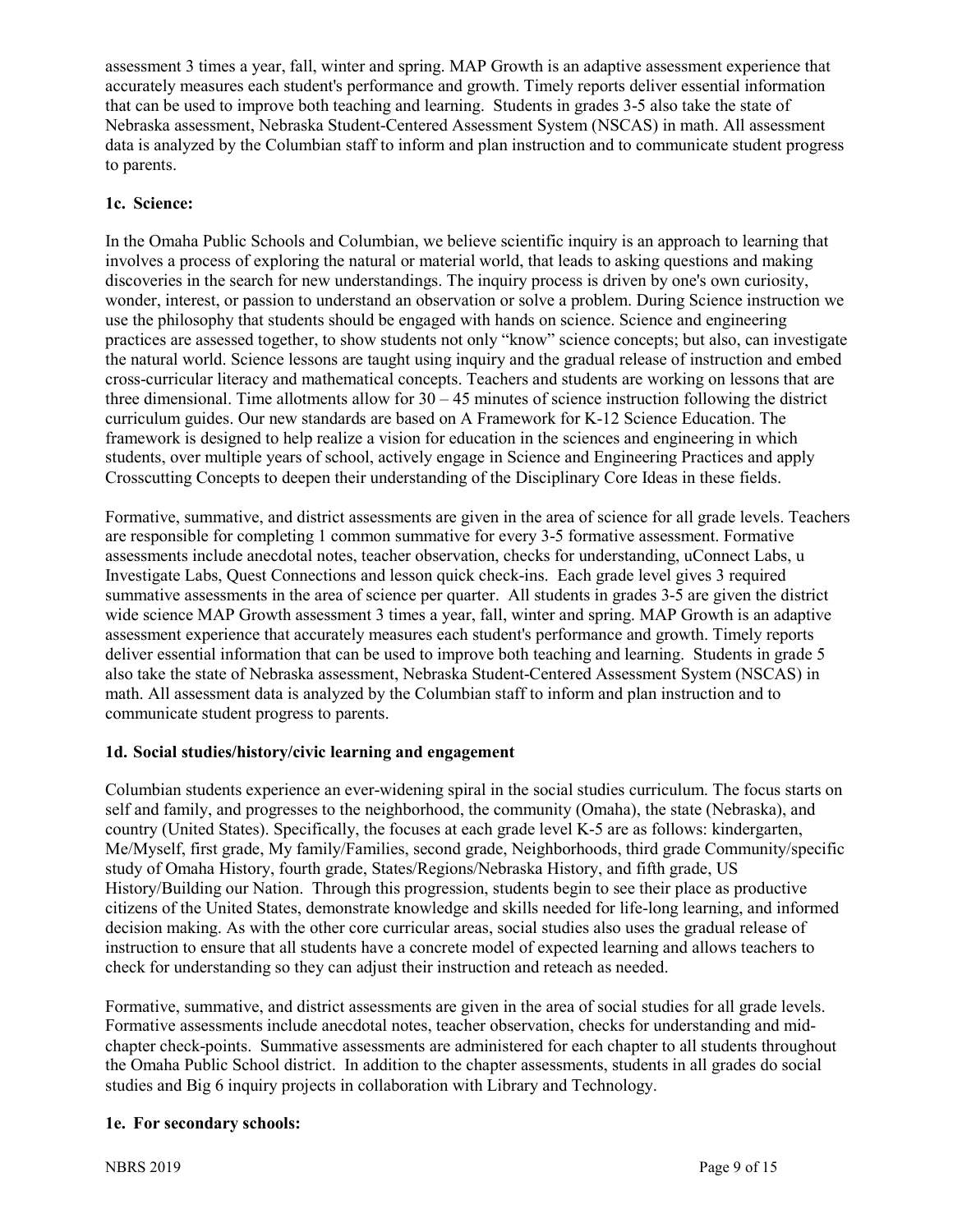assessment 3 times a year, fall, winter and spring. MAP Growth is an adaptive assessment experience that accurately measures each student's performance and growth. Timely reports deliver essential information that can be used to improve both teaching and learning. Students in grades 3-5 also take the state of Nebraska assessment, Nebraska Student-Centered Assessment System (NSCAS) in math. All assessment data is analyzed by the Columbian staff to inform and plan instruction and to communicate student progress to parents.

**1c. Science:**

In the Omaha Public Schools and Columbian, we believe scientific inquiry is an approach to learning that involves a process of exploring the natural or material world, that leads to asking questions and making discoveries in the search for new understandings. The inquiry process is driven by one's own curiosity, wonder, interest, or passion to understand an observation or solve a problem. During Science instruction we use the philosophy that students should be engaged with hands on science. Science and engineering practices are assessed together, to show students not only "know" science concepts; but also, can investigate the natural world. Science lessons are taught using inquiry and the gradual release of instruction and embed cross-curricular literacy and mathematical concepts. Teachers and students are working on lessons that are three dimensional. Time allotments allow for 30 – 45 minutes of science instruction following the district curriculum guides. Our new standards are based on A Framework for K-12 Science Education. The framework is designed to help realize a vision for education in the sciences and engineering in which students, over multiple years of school, actively engage in Science and Engineering Practices and apply Crosscutting Concepts to deepen their understanding of the Disciplinary Core Ideas in these fields.

Formative, summative, and district assessments are given in the area of science for all grade levels. Teachers are responsible for completing 1 common summative for every 3-5 formative assessment. Formative assessments include anecdotal notes, teacher observation, checks for understanding, uConnect Labs, u Investigate Labs, Quest Connections and lesson quick check-ins. Each grade level gives 3 required summative assessments in the area of science per quarter. All students in grades 3-5 are given the district wide science MAP Growth assessment 3 times a year, fall, winter and spring. MAP Growth is an adaptive assessment experience that accurately measures each student's performance and growth. Timely reports deliver essential information that can be used to improve both teaching and learning. Students in grade 5 also take the state of Nebraska assessment, Nebraska Student-Centered Assessment System (NSCAS) in math. All assessment data is analyzed by the Columbian staff to inform and plan instruction and to communicate student progress to parents.

**1d. Social studies/history/civic learning and engagement**

Columbian students experience an ever-widening spiral in the social studies curriculum. The focus starts on self and family, and progresses to the neighborhood, the community (Omaha), the state (Nebraska), and country (United States). Specifically, the focuses at each grade level K-5 are as follows: kindergarten, Me/Myself, first grade, My family/Families, second grade, Neighborhoods, third grade Community/specific study of Omaha History, fourth grade, States/Regions/Nebraska History, and fifth grade, US History/Building our Nation. Through this progression, students begin to see their place as productive citizens of the United States, demonstrate knowledge and skills needed for life-long learning, and informed decision making. As with the other core curricular areas, social studies also uses the gradual release of instruction to ensure that all students have a concrete model of expected learning and allows teachers to check for understanding so they can adjust their instruction and reteach as needed.

Formative, summative, and district assessments are given in the area of social studies for all grade levels. Formative assessments include anecdotal notes, teacher observation, checks for understanding and mid-chapter check-points. Summative assessments are administered for each chapter to all students throughout the Omaha Public School district. In addition to the chapter assessments, students in all grades do social studies and Big 6 inquiry projects in collaboration with Library and Technology.

**1e. For secondary schools:**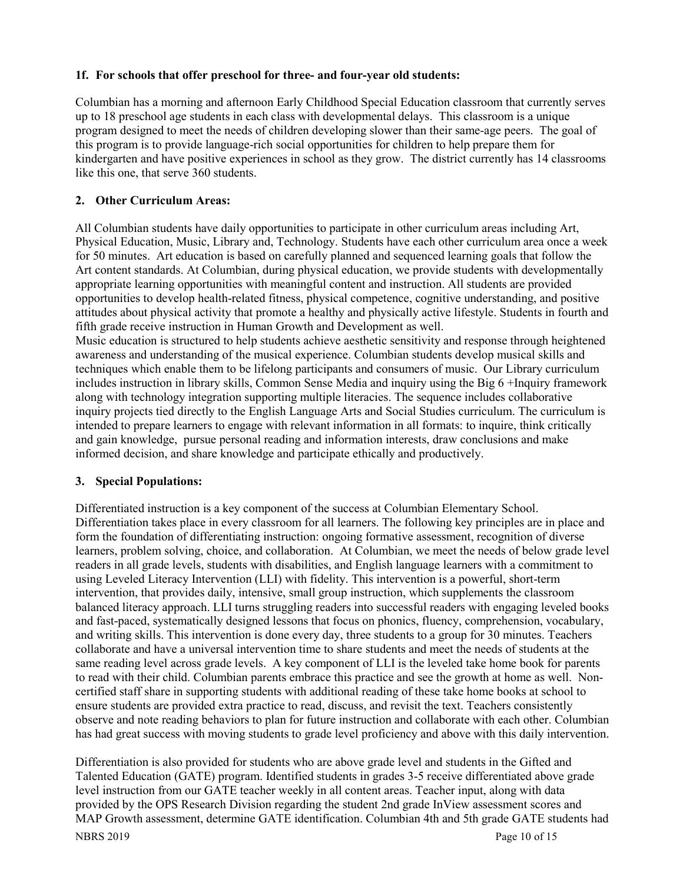**1f. For schools that offer preschool for three- and four-year old students:**

Columbian has a morning and afternoon Early Childhood Special Education classroom that currently serves up to 18 preschool age students in each class with developmental delays. This classroom is a unique program designed to meet the needs of children developing slower than their same-age peers. The goal of this program is to provide language-rich social opportunities for children to help prepare them for kindergarten and have positive experiences in school as they grow. The district currently has 14 classrooms like this one, that serve 360 students.

**2. Other Curriculum Areas:**

All Columbian students have daily opportunities to participate in other curriculum areas including Art, Physical Education, Music, Library and, Technology. Students have each other curriculum area once a week for 50 minutes. Art education is based on carefully planned and sequenced learning goals that follow the Art content standards. At Columbian, during physical education, we provide students with developmentally appropriate learning opportunities with meaningful content and instruction. All students are provided opportunities to develop health-related fitness, physical competence, cognitive understanding, and positive attitudes about physical activity that promote a healthy and physically active lifestyle. Students in fourth and fifth grade receive instruction in Human Growth and Development as well.

Music education is structured to help students achieve aesthetic sensitivity and response through heightened awareness and understanding of the musical experience. Columbian students develop musical skills and techniques which enable them to be lifelong participants and consumers of music. Our Library curriculum includes instruction in library skills, Common Sense Media and inquiry using the Big 6 +Inquiry framework along with technology integration supporting multiple literacies. The sequence includes collaborative inquiry projects tied directly to the English Language Arts and Social Studies curriculum. The curriculum is intended to prepare learners to engage with relevant information in all formats: to inquire, think critically and gain knowledge, pursue personal reading and information interests, draw conclusions and make informed decision, and share knowledge and participate ethically and productively.

**3. Special Populations:**

Differentiated instruction is a key component of the success at Columbian Elementary School. Differentiation takes place in every classroom for all learners. The following key principles are in place and form the foundation of differentiating instruction: ongoing formative assessment, recognition of diverse learners, problem solving, choice, and collaboration. At Columbian, we meet the needs of below grade level readers in all grade levels, students with disabilities, and English language learners with a commitment to using Leveled Literacy Intervention (LLI) with fidelity. This intervention is a powerful, short-term intervention, that provides daily, intensive, small group instruction, which supplements the classroom balanced literacy approach. LLI turns struggling readers into successful readers with engaging leveled books and fast-paced, systematically designed lessons that focus on phonics, fluency, comprehension, vocabulary, and writing skills. This intervention is done every day, three students to a group for 30 minutes. Teachers collaborate and have a universal intervention time to share students and meet the needs of students at the same reading level across grade levels. A key component of LLI is the leveled take home book for parents to read with their child. Columbian parents embrace this practice and see the growth at home as well. Non-certified staff share in supporting students with additional reading of these take home books at school to ensure students are provided extra practice to read, discuss, and revisit the text. Teachers consistently observe and note reading behaviors to plan for future instruction and collaborate with each other. Columbian has had great success with moving students to grade level proficiency and above with this daily intervention.

Differentiation is also provided for students who are above grade level and students in the Gifted and Talented Education (GATE) program. Identified students in grades 3-5 receive differentiated above grade level instruction from our GATE teacher weekly in all content areas. Teacher input, along with data provided by the OPS Research Division regarding the student 2nd grade InView assessment scores and MAP Growth assessment, determine GATE identification. Columbian 4th and 5th grade GATE students had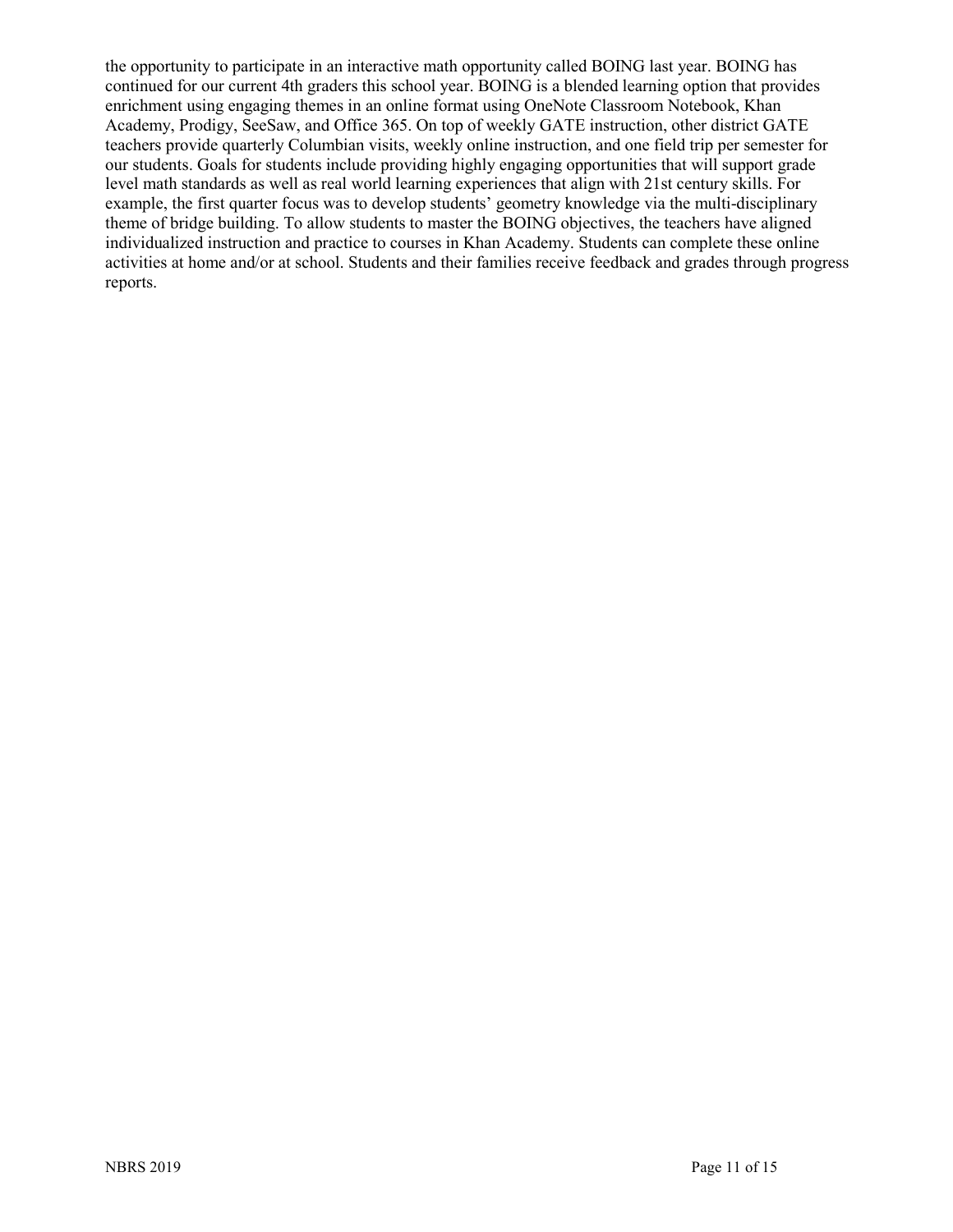the opportunity to participate in an interactive math opportunity called BOING last year. BOING has continued for our current 4th graders this school year. BOING is a blended learning option that provides enrichment using engaging themes in an online format using OneNote Classroom Notebook, Khan Academy, Prodigy, SeeSaw, and Office 365. On top of weekly GATE instruction, other district GATE teachers provide quarterly Columbian visits, weekly online instruction, and one field trip per semester for our students. Goals for students include providing highly engaging opportunities that will support grade level math standards as well as real world learning experiences that align with 21st century skills. For example, the first quarter focus was to develop students' geometry knowledge via the multi-disciplinary theme of bridge building. To allow students to master the BOING objectives, the teachers have aligned individualized instruction and practice to courses in Khan Academy. Students can complete these online activities at home and/or at school. Students and their families receive feedback and grades through progress reports.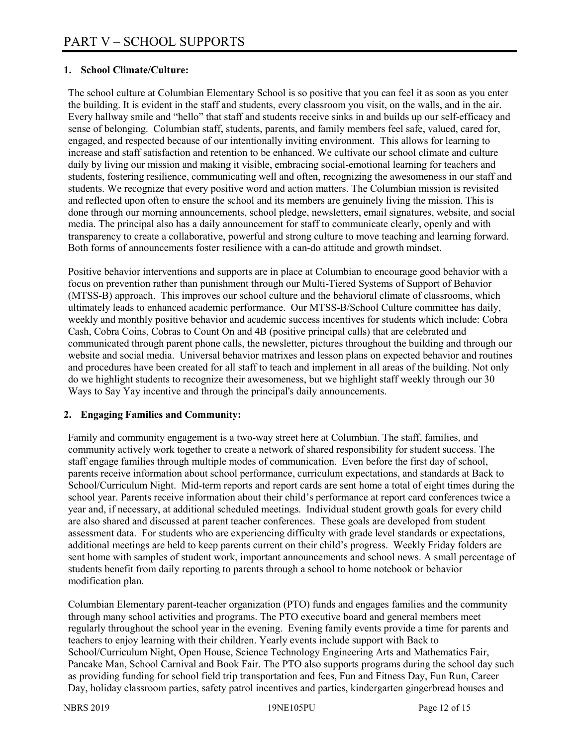# PART V – SCHOOL SUPPORTS

**1. School Climate/Culture:**

The school culture at Columbian Elementary School is so positive that you can feel it as soon as you enter the building. It is evident in the staff and students, every classroom you visit, on the walls, and in the air. Every hallway smile and "hello" that staff and students receive sinks in and builds up our self-efficacy and sense of belonging. Columbian staff, students, parents, and family members feel safe, valued, cared for, engaged, and respected because of our intentionally inviting environment. This allows for learning to increase and staff satisfaction and retention to be enhanced. We cultivate our school climate and culture daily by living our mission and making it visible, embracing social-emotional learning for teachers and students, fostering resilience, communicating well and often, recognizing the awesomeness in our staff and students. We recognize that every positive word and action matters. The Columbian mission is revisited and reflected upon often to ensure the school and its members are genuinely living the mission. This is done through our morning announcements, school pledge, newsletters, email signatures, website, and social media. The principal also has a daily announcement for staff to communicate clearly, openly and with transparency to create a collaborative, powerful and strong culture to move teaching and learning forward. Both forms of announcements foster resilience with a can-do attitude and growth mindset.

Positive behavior interventions and supports are in place at Columbian to encourage good behavior with a focus on prevention rather than punishment through our Multi-Tiered Systems of Support of Behavior (MTSS-B) approach. This improves our school culture and the behavioral climate of classrooms, which ultimately leads to enhanced academic performance. Our MTSS-B/School Culture committee has daily, weekly and monthly positive behavior and academic success incentives for students which include: Cobra Cash, Cobra Coins, Cobras to Count On and 4B (positive principal calls) that are celebrated and communicated through parent phone calls, the newsletter, pictures throughout the building and through our website and social media. Universal behavior matrixes and lesson plans on expected behavior and routines and procedures have been created for all staff to teach and implement in all areas of the building. Not only do we highlight students to recognize their awesomeness, but we highlight staff weekly through our 30 Ways to Say Yay incentive and through the principal's daily announcements.

**2. Engaging Families and Community:**

Family and community engagement is a two-way street here at Columbian. The staff, families, and community actively work together to create a network of shared responsibility for student success. The staff engage families through multiple modes of communication. Even before the first day of school, parents receive information about school performance, curriculum expectations, and standards at Back to School/Curriculum Night. Mid-term reports and report cards are sent home a total of eight times during the school year. Parents receive information about their child's performance at report card conferences twice a year and, if necessary, at additional scheduled meetings. Individual student growth goals for every child are also shared and discussed at parent teacher conferences. These goals are developed from student assessment data. For students who are experiencing difficulty with grade level standards or expectations, additional meetings are held to keep parents current on their child's progress. Weekly Friday folders are sent home with samples of student work, important announcements and school news. A small percentage of students benefit from daily reporting to parents through a school to home notebook or behavior modification plan.

Columbian Elementary parent-teacher organization (PTO) funds and engages families and the community through many school activities and programs. The PTO executive board and general members meet regularly throughout the school year in the evening. Evening family events provide a time for parents and teachers to enjoy learning with their children. Yearly events include support with Back to School/Curriculum Night, Open House, Science Technology Engineering Arts and Mathematics Fair, Pancake Man, School Carnival and Book Fair. The PTO also supports programs during the school day such as providing funding for school field trip transportation and fees, Fun and Fitness Day, Fun Run, Career Day, holiday classroom parties, safety patrol incentives and parties, kindergarten gingerbread houses and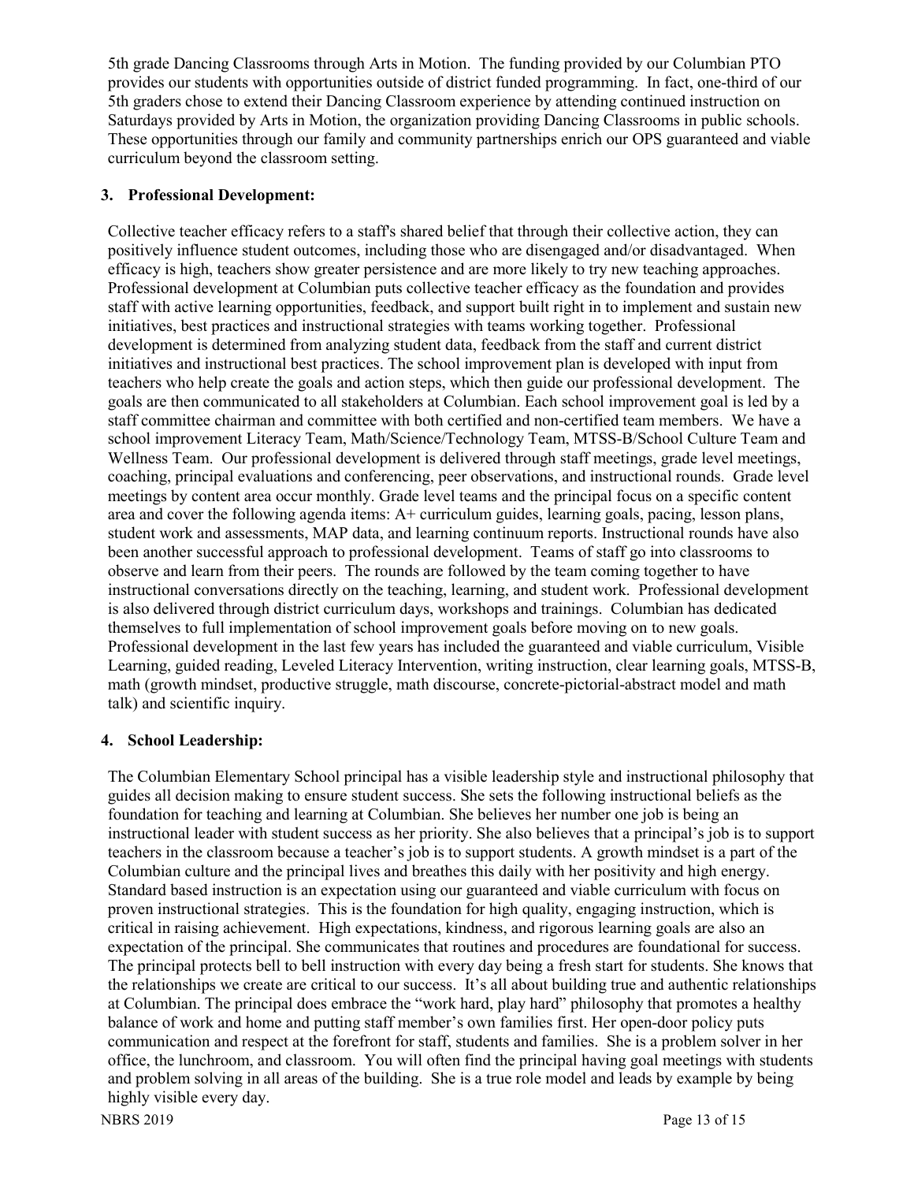5th grade Dancing Classrooms through Arts in Motion. The funding provided by our Columbian PTO provides our students with opportunities outside of district funded programming. In fact, one-third of our 5th graders chose to extend their Dancing Classroom experience by attending continued instruction on Saturdays provided by Arts in Motion, the organization providing Dancing Classrooms in public schools. These opportunities through our family and community partnerships enrich our OPS guaranteed and viable curriculum beyond the classroom setting.

**3. Professional Development:**

Collective teacher efficacy refers to a staff's shared belief that through their collective action, they can positively influence student outcomes, including those who are disengaged and/or disadvantaged. When efficacy is high, teachers show greater persistence and are more likely to try new teaching approaches. Professional development at Columbian puts collective teacher efficacy as the foundation and provides staff with active learning opportunities, feedback, and support built right in to implement and sustain new initiatives, best practices and instructional strategies with teams working together. Professional development is determined from analyzing student data, feedback from the staff and current district initiatives and instructional best practices. The school improvement plan is developed with input from teachers who help create the goals and action steps, which then guide our professional development. The goals are then communicated to all stakeholders at Columbian. Each school improvement goal is led by a staff committee chairman and committee with both certified and non-certified team members. We have a school improvement Literacy Team, Math/Science/Technology Team, MTSS-B/School Culture Team and Wellness Team. Our professional development is delivered through staff meetings, grade level meetings, coaching, principal evaluations and conferencing, peer observations, and instructional rounds. Grade level meetings by content area occur monthly. Grade level teams and the principal focus on a specific content area and cover the following agenda items: A+ curriculum guides, learning goals, pacing, lesson plans, student work and assessments, MAP data, and learning continuum reports. Instructional rounds have also been another successful approach to professional development. Teams of staff go into classrooms to observe and learn from their peers. The rounds are followed by the team coming together to have instructional conversations directly on the teaching, learning, and student work. Professional development is also delivered through district curriculum days, workshops and trainings. Columbian has dedicated themselves to full implementation of school improvement goals before moving on to new goals. Professional development in the last few years has included the guaranteed and viable curriculum, Visible Learning, guided reading, Leveled Literacy Intervention, writing instruction, clear learning goals, MTSS-B, math (growth mindset, productive struggle, math discourse, concrete-pictorial-abstract model and math talk) and scientific inquiry.

**4. School Leadership:**

The Columbian Elementary School principal has a visible leadership style and instructional philosophy that guides all decision making to ensure student success. She sets the following instructional beliefs as the foundation for teaching and learning at Columbian. She believes her number one job is being an instructional leader with student success as her priority. She also believes that a principal's job is to support teachers in the classroom because a teacher's job is to support students. A growth mindset is a part of the Columbian culture and the principal lives and breathes this daily with her positivity and high energy. Standard based instruction is an expectation using our guaranteed and viable curriculum with focus on proven instructional strategies. This is the foundation for high quality, engaging instruction, which is critical in raising achievement. High expectations, kindness, and rigorous learning goals are also an expectation of the principal. She communicates that routines and procedures are foundational for success. The principal protects bell to bell instruction with every day being a fresh start for students. She knows that the relationships we create are critical to our success. It's all about building true and authentic relationships at Columbian. The principal does embrace the "work hard, play hard" philosophy that promotes a healthy balance of work and home and putting staff member's own families first. Her open-door policy puts communication and respect at the forefront for staff, students and families. She is a problem solver in her office, the lunchroom, and classroom. You will often find the principal having goal meetings with students and problem solving in all areas of the building. She is a true role model and leads by example by being highly visible every day.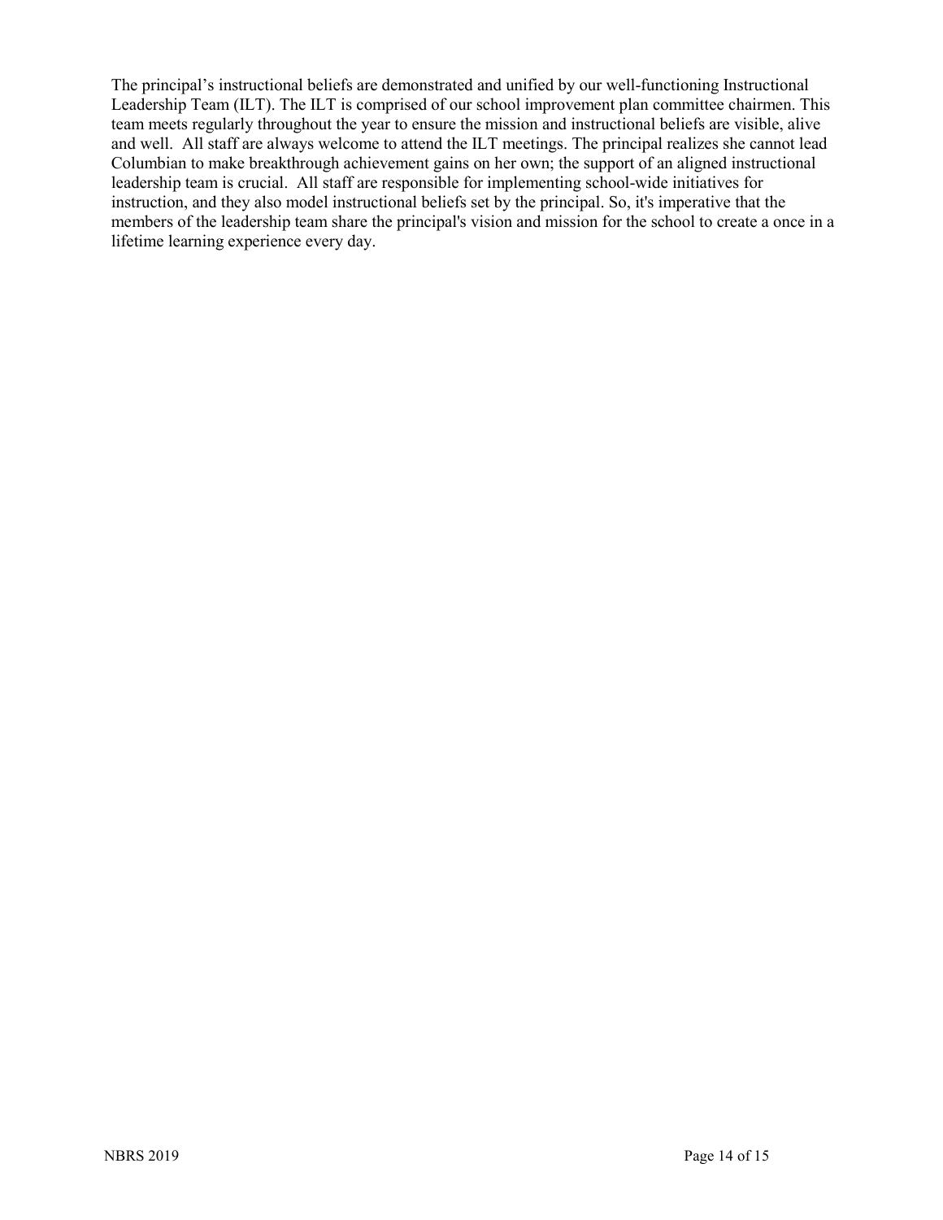The principal’s instructional beliefs are demonstrated and unified by our well-functioning Instructional Leadership Team (ILT). The ILT is comprised of our school improvement plan committee chairmen. This team meets regularly throughout the year to ensure the mission and instructional beliefs are visible, alive and well. All staff are always welcome to attend the ILT meetings. The principal realizes she cannot lead Columbian to make breakthrough achievement gains on her own; the support of an aligned instructional leadership team is crucial. All staff are responsible for implementing school-wide initiatives for instruction, and they also model instructional beliefs set by the principal. So, it's imperative that the members of the leadership team share the principal's vision and mission for the school to create a once in a lifetime learning experience every day.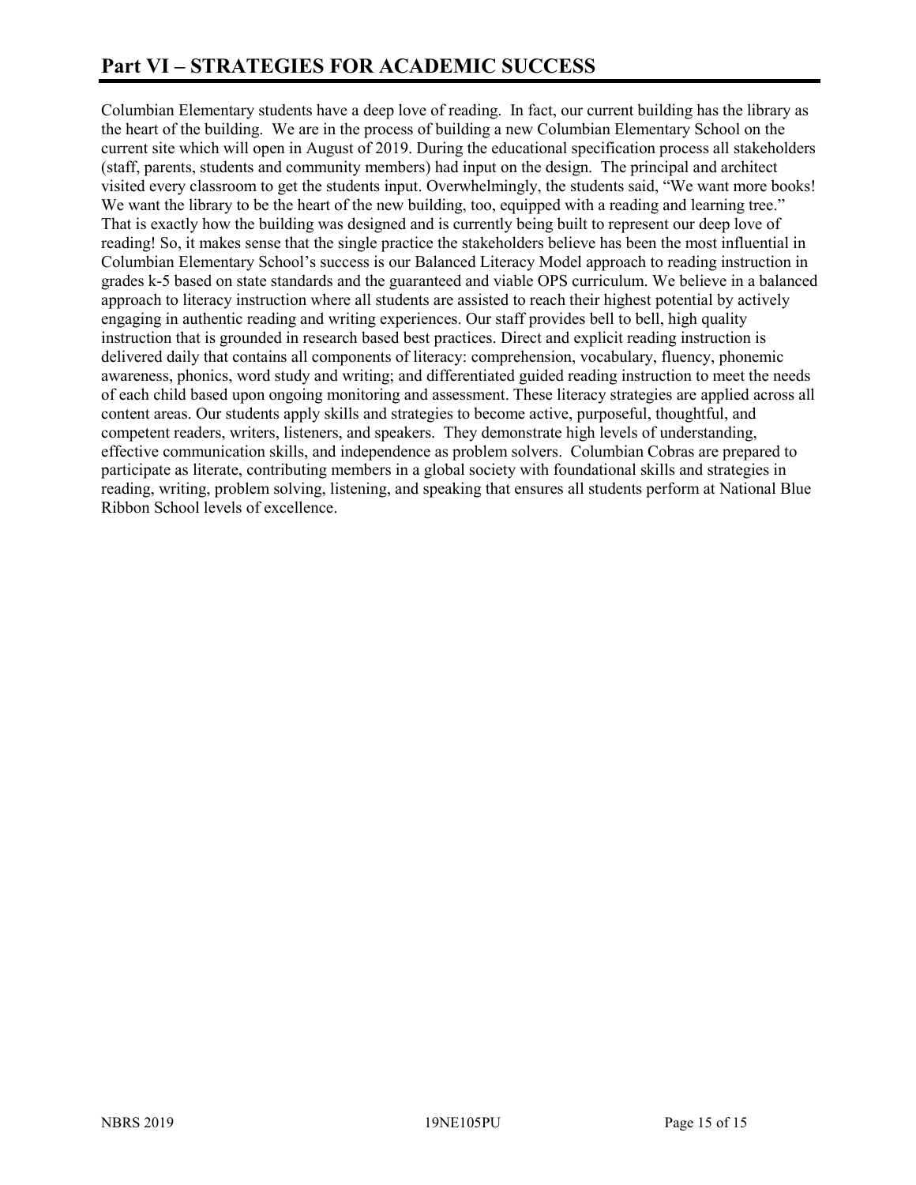# Part VI – STRATEGIES FOR ACADEMIC SUCCESS

Columbian Elementary students have a deep love of reading. In fact, our current building has the library as the heart of the building. We are in the process of building a new Columbian Elementary School on the current site which will open in August of 2019. During the educational specification process all stakeholders (staff, parents, students and community members) had input on the design. The principal and architect visited every classroom to get the students input. Overwhelmingly, the students said, "We want more books! We want the library to be the heart of the new building, too, equipped with a reading and learning tree." That is exactly how the building was designed and is currently being built to represent our deep love of reading! So, it makes sense that the single practice the stakeholders believe has been the most influential in Columbian Elementary School's success is our Balanced Literacy Model approach to reading instruction in grades k-5 based on state standards and the guaranteed and viable OPS curriculum. We believe in a balanced approach to literacy instruction where all students are assisted to reach their highest potential by actively engaging in authentic reading and writing experiences. Our staff provides bell to bell, high quality instruction that is grounded in research based best practices. Direct and explicit reading instruction is delivered daily that contains all components of literacy: comprehension, vocabulary, fluency, phonemic awareness, phonics, word study and writing; and differentiated guided reading instruction to meet the needs of each child based upon ongoing monitoring and assessment. These literacy strategies are applied across all content areas. Our students apply skills and strategies to become active, purposeful, thoughtful, and competent readers, writers, listeners, and speakers. They demonstrate high levels of understanding, effective communication skills, and independence as problem solvers. Columbian Cobras are prepared to participate as literate, contributing members in a global society with foundational skills and strategies in reading, writing, problem solving, listening, and speaking that ensures all students perform at National Blue Ribbon School levels of excellence.